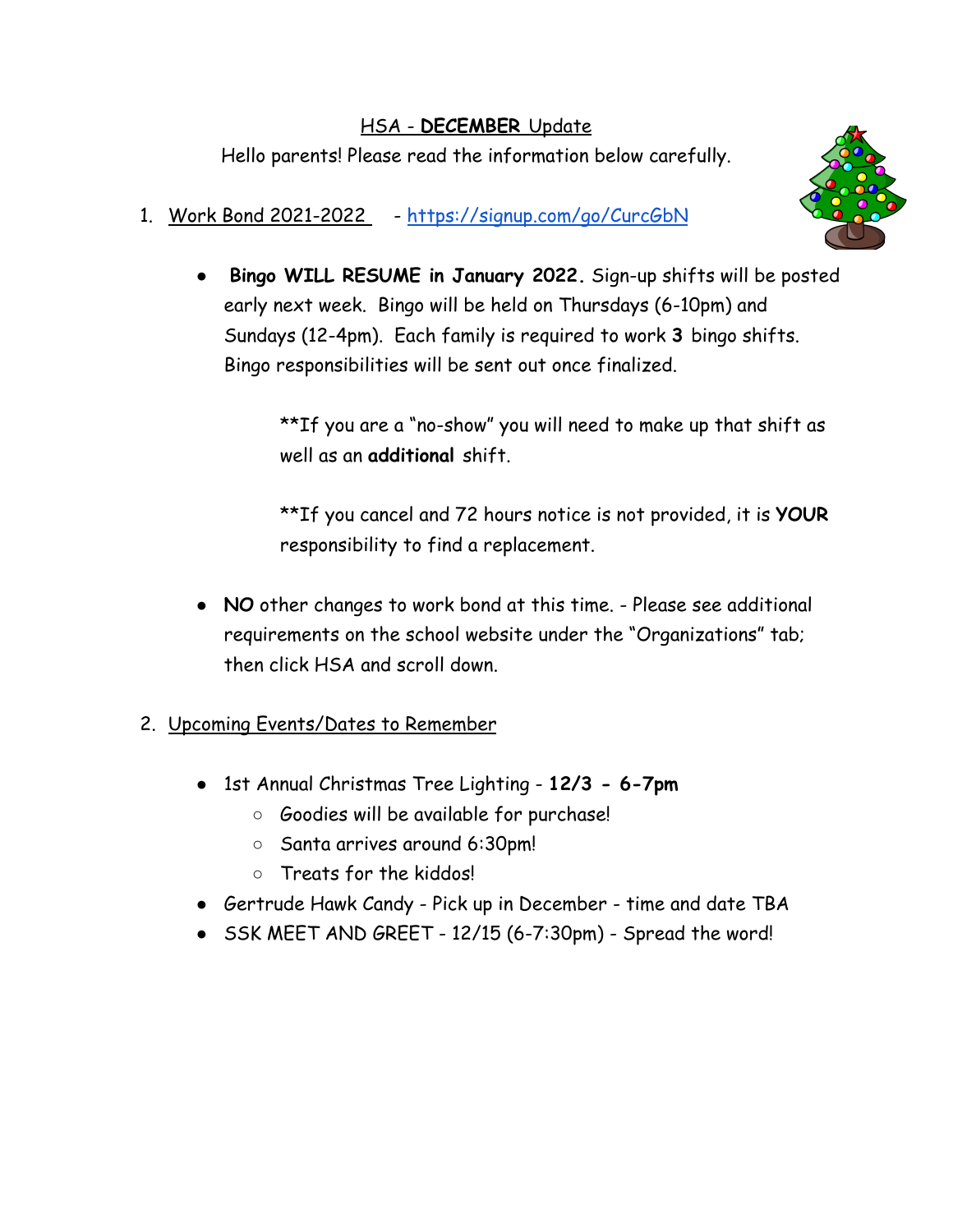# HSA - **DECEMBER** Update

Hello parents! Please read the information below carefully.

1. Work Bond 2021-2022 - https://signup.com/go/CurcGbN

   - **Bingo WILL RESUME in January 2022.** Sign-up shifts will be posted early next week. Bingo will be held on Thursdays (6-10pm) and Sundays (12-4pm). Each family is required to work **3** bingo shifts. Bingo responsibilities will be sent out once finalized.

     **If you are a "no-show" you will need to make up that shift as well as an **additional** shift.

     **If you cancel and 72 hours notice is not provided, it is **YOUR** responsibility to find a replacement.

   - **NO** other changes to work bond at this time. - Please see additional requirements on the school website under the "Organizations" tab; then click HSA and scroll down.

2. Upcoming Events/Dates to Remember

   - 1st Annual Christmas Tree Lighting - **12/3 - 6-7pm**
     - Goodies will be available for purchase!
     - Santa arrives around 6:30pm!
     - Treats for the kiddos!
   - Gertrude Hawk Candy - Pick up in December - time and date TBA
   - SSK MEET AND GREET - 12/15 (6-7:30pm) - Spread the word!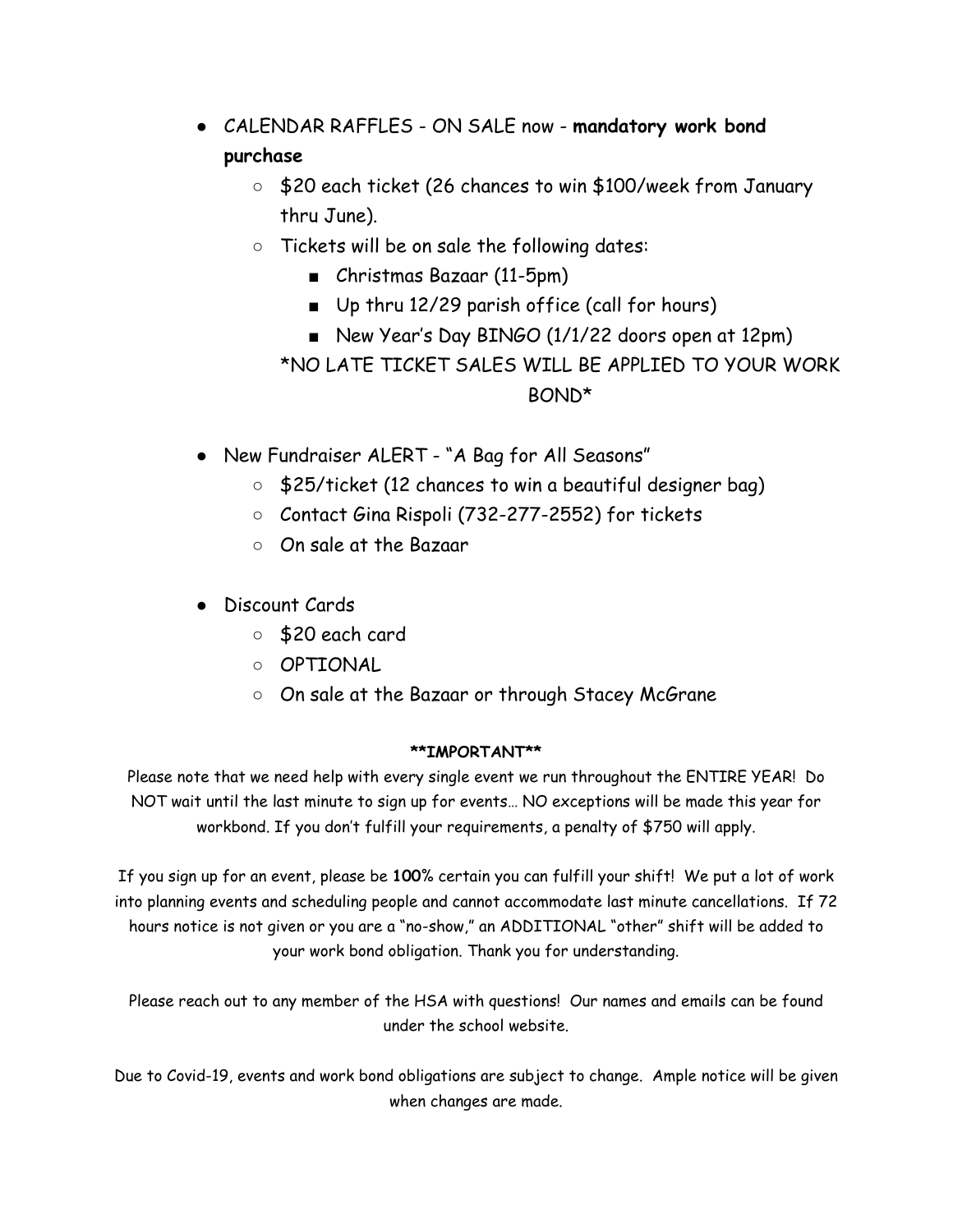- CALENDAR RAFFLES - ON SALE now - **mandatory work bond purchase**
  - $20 each ticket (26 chances to win $100/week from January thru June).
  - Tickets will be on sale the following dates:
    - Christmas Bazaar (11-5pm)
    - Up thru 12/29 parish office (call for hours)
    - New Year's Day BINGO (1/1/22 doors open at 12pm)

  *NO LATE TICKET SALES WILL BE APPLIED TO YOUR WORK BOND*

- New Fundraiser ALERT - "A Bag for All Seasons"
  - $25/ticket (12 chances to win a beautiful designer bag)
  - Contact Gina Rispoli (732-277-2552) for tickets
  - On sale at the Bazaar

- Discount Cards
  - $20 each card
  - OPTIONAL
  - On sale at the Bazaar or through Stacey McGrane

**\*\*IMPORTANT\*\***

Please note that we need help with every single event we run throughout the ENTIRE YEAR! Do NOT wait until the last minute to sign up for events… NO exceptions will be made this year for workbond. If you don't fulfill your requirements, a penalty of $750 will apply.

If you sign up for an event, please be **100%** certain you can fulfill your shift! We put a lot of work into planning events and scheduling people and cannot accommodate last minute cancellations. If 72 hours notice is not given or you are a "no-show," an ADDITIONAL "other" shift will be added to your work bond obligation. Thank you for understanding.

Please reach out to any member of the HSA with questions! Our names and emails can be found under the school website.

Due to Covid-19, events and work bond obligations are subject to change. Ample notice will be given when changes are made.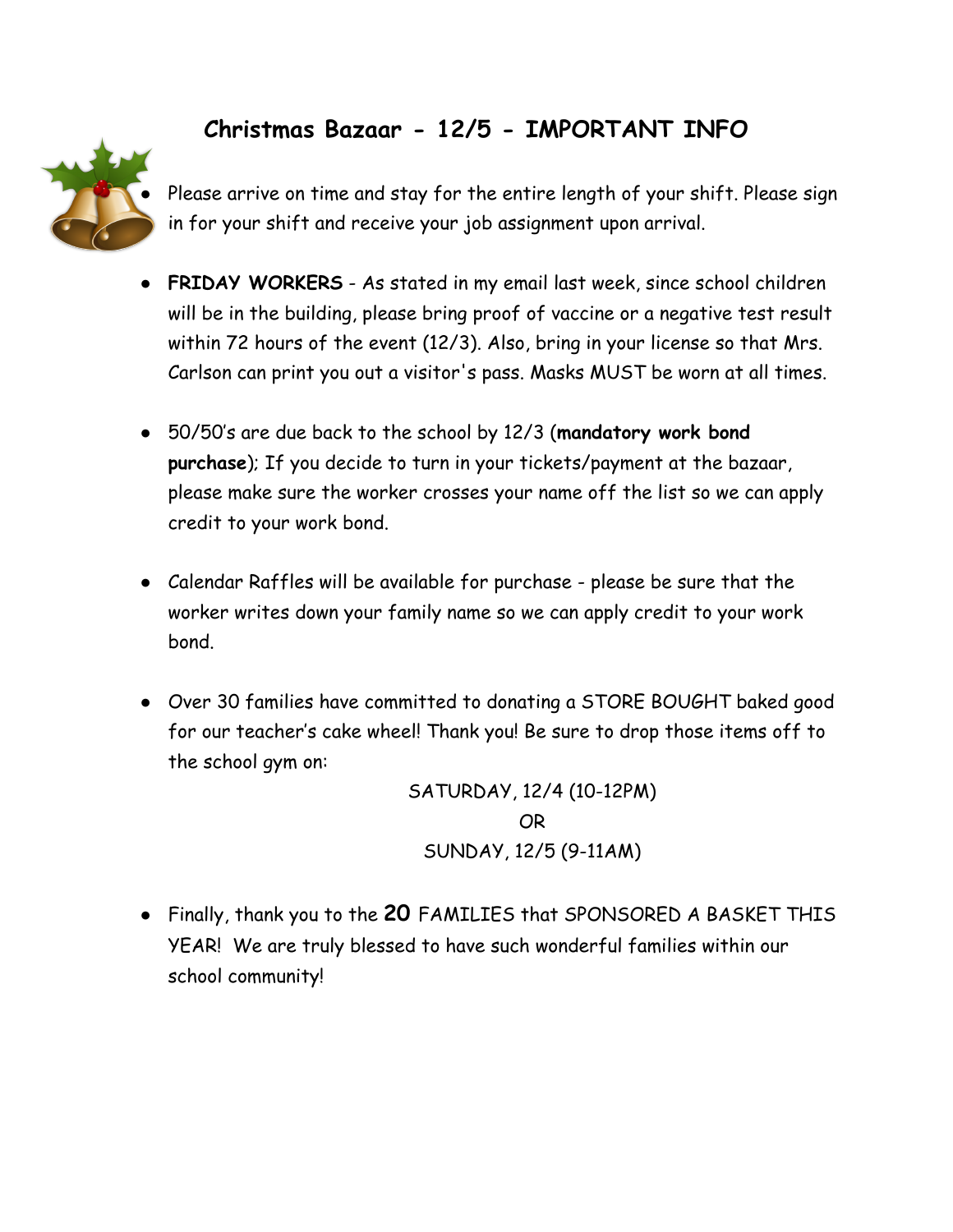## Christmas Bazaar - 12/5 - IMPORTANT INFO

- Please arrive on time and stay for the entire length of your shift. Please sign in for your shift and receive your job assignment upon arrival.

- **FRIDAY WORKERS** - As stated in my email last week, since school children will be in the building, please bring proof of vaccine or a negative test result within 72 hours of the event (12/3). Also, bring in your license so that Mrs. Carlson can print you out a visitor's pass. Masks MUST be worn at all times.

- 50/50's are due back to the school by 12/3 (**mandatory work bond purchase**); If you decide to turn in your tickets/payment at the bazaar, please make sure the worker crosses your name off the list so we can apply credit to your work bond.

- Calendar Raffles will be available for purchase - please be sure that the worker writes down your family name so we can apply credit to your work bond.

- Over 30 families have committed to donating a STORE BOUGHT baked good for our teacher's cake wheel! Thank you! Be sure to drop those items off to the school gym on:

  SATURDAY, 12/4 (10-12PM)

  OR

  SUNDAY, 12/5 (9-11AM)

- Finally, thank you to the **20** FAMILIES that SPONSORED A BASKET THIS YEAR! We are truly blessed to have such wonderful families within our school community!